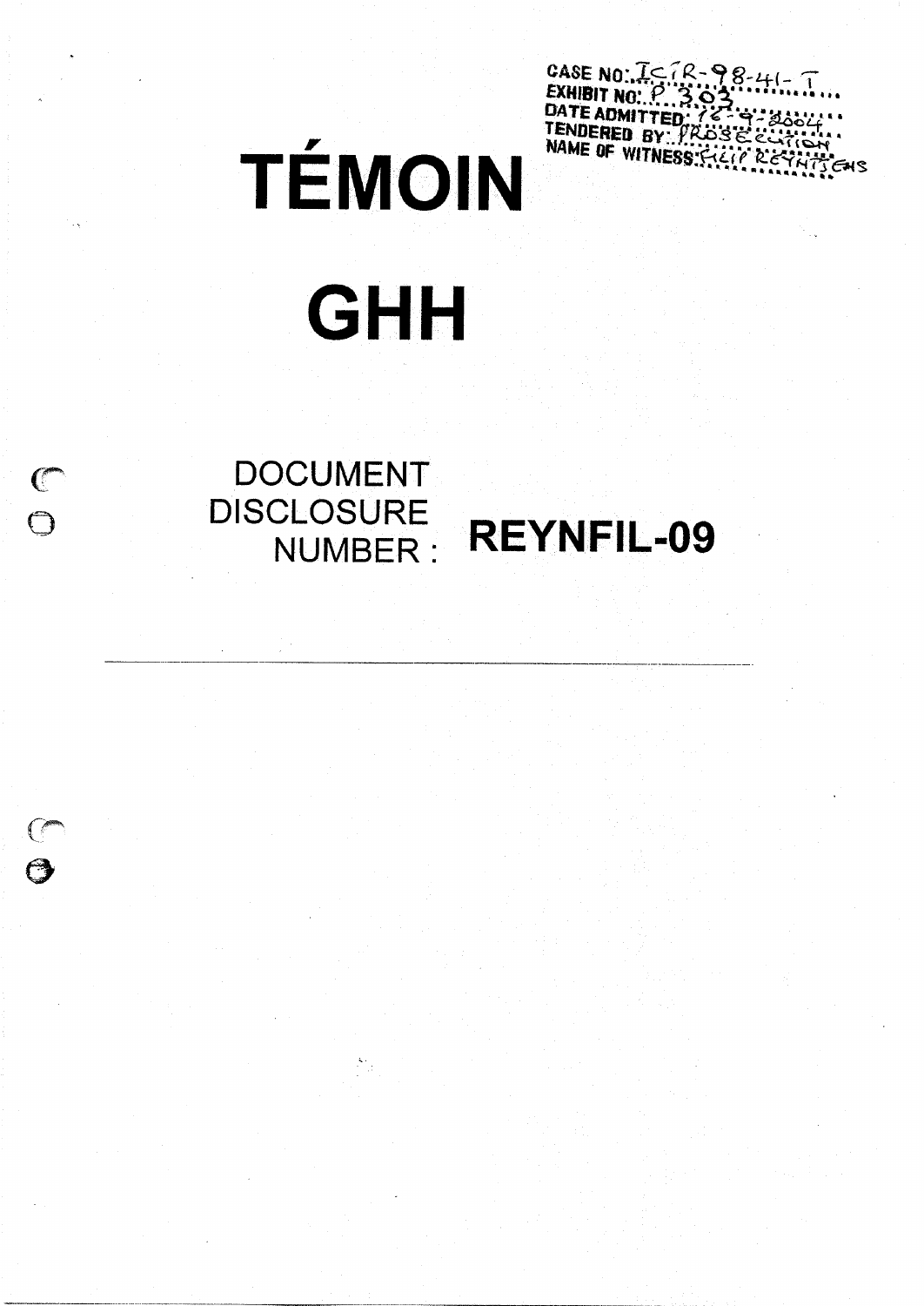CASE NO: ICTR-98-41-T
EXHIBIT NO: P 303
DATE ADMITTED: 16-9-2004
TENDERED BY: PROSECUTION
NAME OF WITNESS: FILIP REYNTJENS

# TÉMOIN

# GHH

DOCUMENT DISCLOSURE NUMBER : **REYNFIL-09**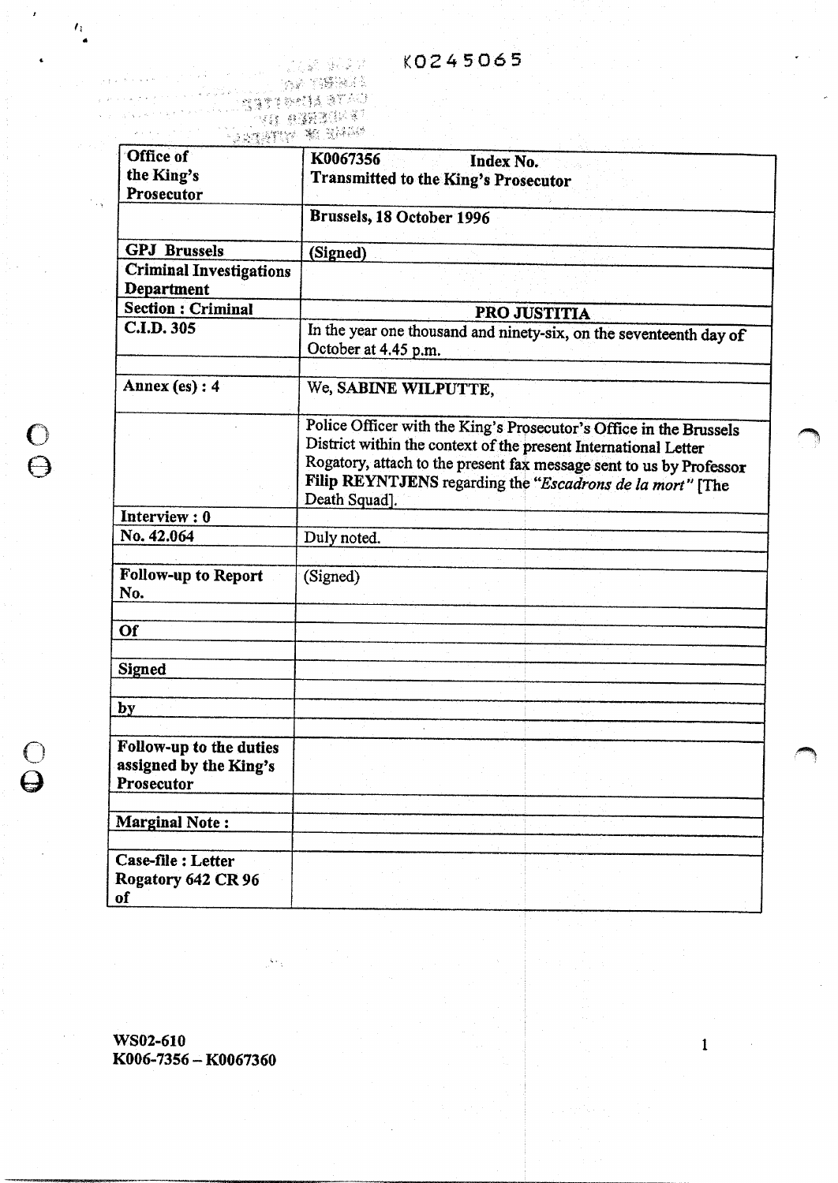K0245065

| Office of the King's Prosecutor | K0067356 **Index No.** **Transmitted to the King's Prosecutor** |
|---|---|
| | **Brussels, 18 October 1996** |
| **GPJ Brussels** | **(Signed)** |
| **Criminal Investigations Department** | |
| **Section : Criminal** | **PRO JUSTITIA** |
| **C.I.D. 305** | In the year one thousand and ninety-six, on the seventeenth day of October at 4.45 p.m. |
| | |
| **Annex (es) : 4** | We, **SABINE WILPUTTE**, |
| | Police Officer with the King's Prosecutor's Office in the Brussels District within the context of the present International Letter Rogatory, attach to the present fax message sent to us by Professor **Filip REYNTJENS** regarding the *"Escadrons de la mort"* [The Death Squad]. |
| **Interview : 0** | |
| **No. 42.064** | Duly noted. |
| | |
| **Follow-up to Report No.** | (Signed) |
| | |
| **Of** | |
| | |
| **Signed** | |
| | |
| **by** | |
| | |
| **Follow-up to the duties assigned by the King's Prosecutor** | |
| | |
| **Marginal Note :** | |
| | |
| **Case-file : Letter Rogatory 642 CR 96 of** | |

**WS02-610**
**K006-7356 – K0067360**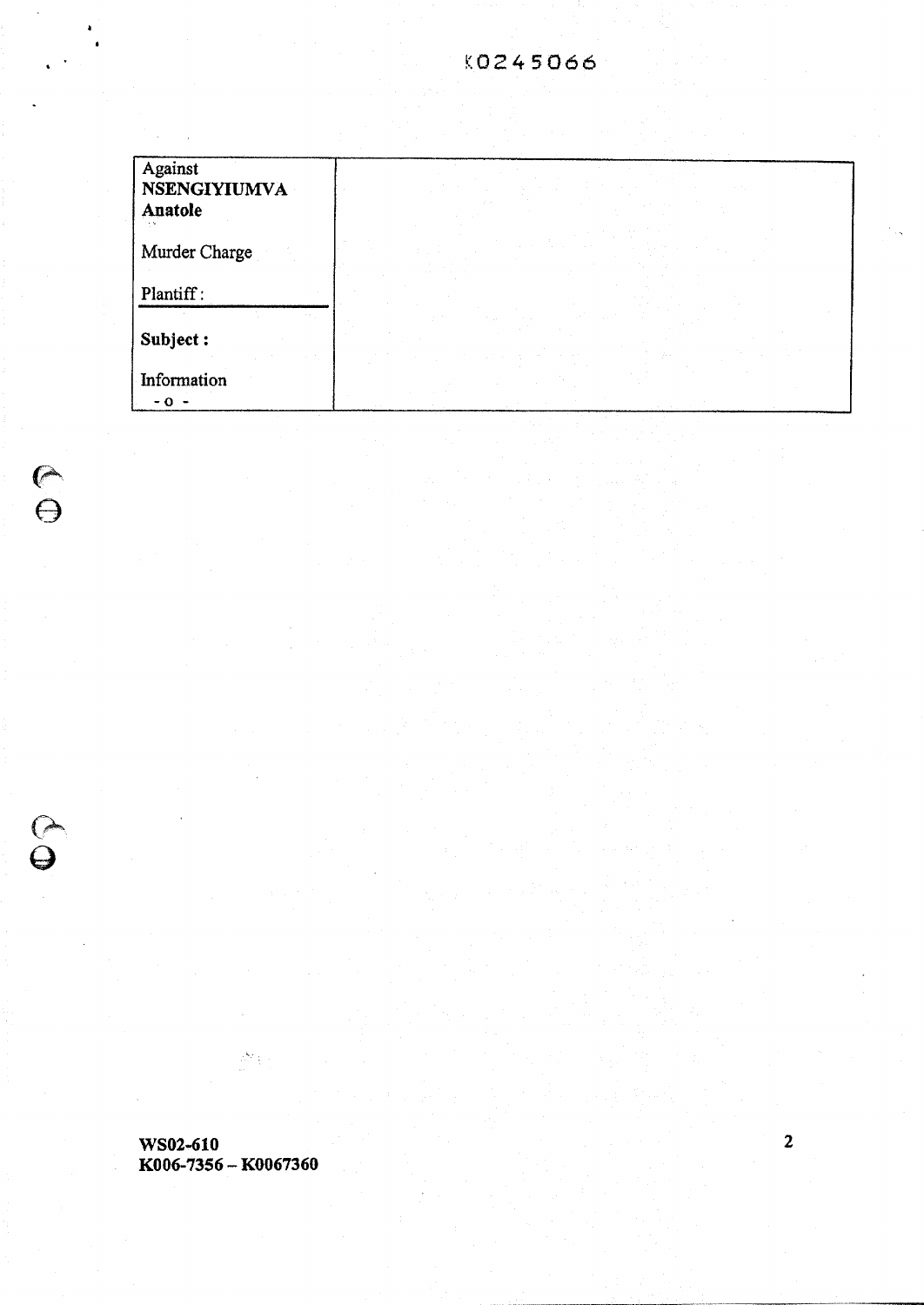K0245066

| Against **NSENGIYIUMVA Anatole** <br><br> Murder Charge <br><br> Plantiff : | |
|---|---|
| **Subject :** <br><br> Information <br> - o - | |

**WS02-610**
**K006-7356 – K0067360**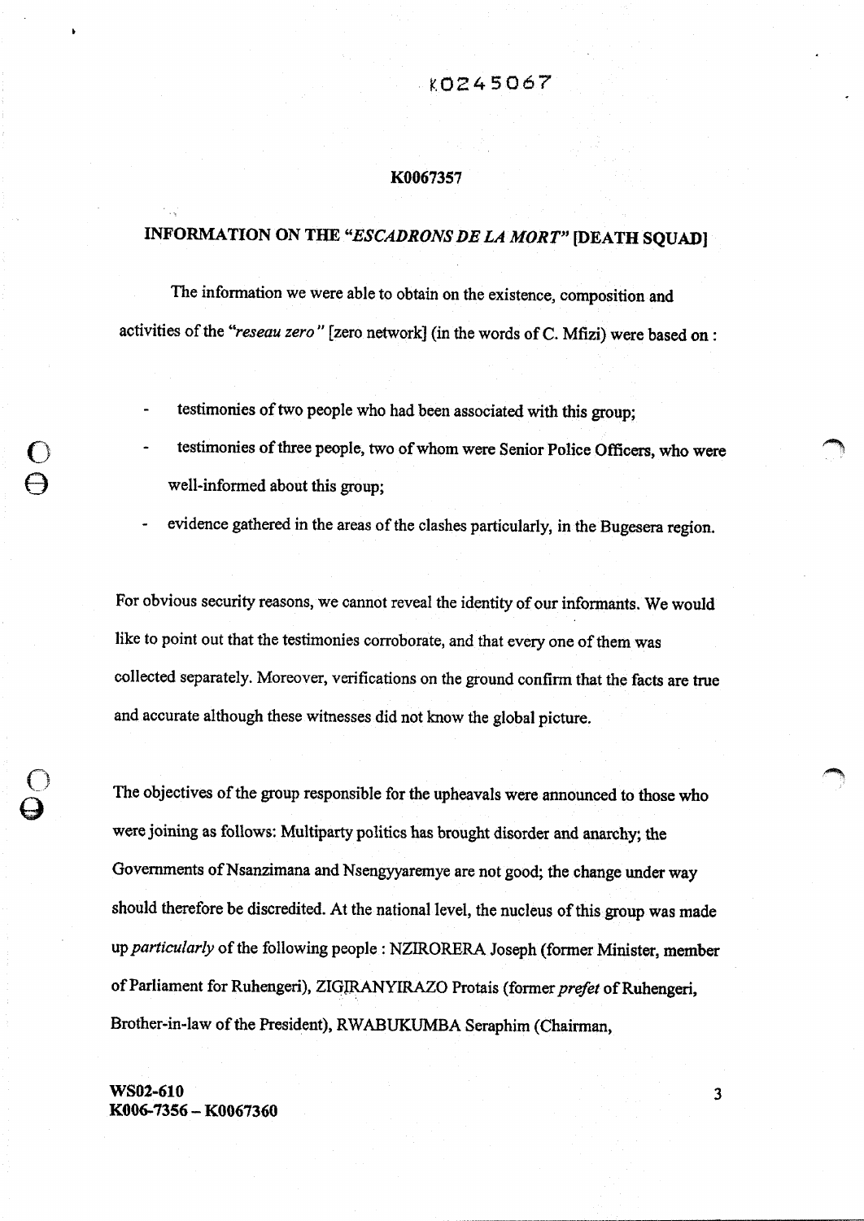K0245067

**K0067357**

## INFORMATION ON THE "*ESCADRONS DE LA MORT*" [DEATH SQUAD]

The information we were able to obtain on the existence, composition and activities of the "*reseau zero*" [zero network] (in the words of C. Mfizi) were based on :

- testimonies of two people who had been associated with this group;
- testimonies of three people, two of whom were Senior Police Officers, who were well-informed about this group;
- evidence gathered in the areas of the clashes particularly, in the Bugesera region.

For obvious security reasons, we cannot reveal the identity of our informants. We would like to point out that the testimonies corroborate, and that every one of them was collected separately. Moreover, verifications on the ground confirm that the facts are true and accurate although these witnesses did not know the global picture.

The objectives of the group responsible for the upheavals were announced to those who were joining as follows: Multiparty politics has brought disorder and anarchy; the Governments of Nsanzimana and Nsengyyaremye are not good; the change under way should therefore be discredited. At the national level, the nucleus of this group was made up *particularly* of the following people : NZIRORERA Joseph (former Minister, member of Parliament for Ruhengeri), ZIGIRANYIRAZO Protais (former *prefet* of Ruhengeri, Brother-in-law of the President), RWABUKUMBA Seraphim (Chairman,

**WS02-610**
**K006-7356 – K0067360**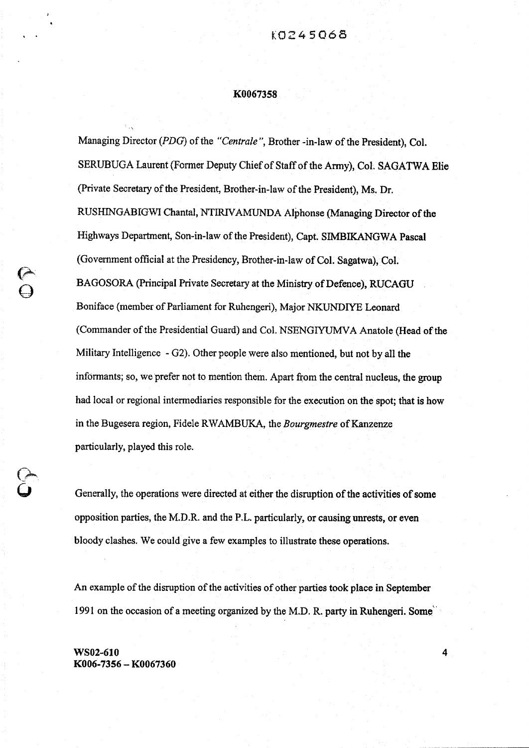Managing Director (*PDG*) of the *"Centrale"*, Brother -in-law of the President), Col. SERUBUGA Laurent (Former Deputy Chief of Staff of the Army), Col. SAGATWA Elie (Private Secretary of the President, Brother-in-law of the President), Ms. Dr. RUSHINGABIGWI Chantal, NTIRIVAMUNDA Alphonse (Managing Director of the Highways Department, Son-in-law of the President), Capt. SIMBIKANGWA Pascal (Government official at the Presidency, Brother-in-law of Col. Sagatwa), Col. BAGOSORA (Principal Private Secretary at the Ministry of Defence), RUCAGU Boniface (member of Parliament for Ruhengeri), Major NKUNDIYE Leonard (Commander of the Presidential Guard) and Col. NSENGIYUMVA Anatole (Head of the Military Intelligence - G2). Other people were also mentioned, but not by all the informants; so, we prefer not to mention them. Apart from the central nucleus, the group had local or regional intermediaries responsible for the execution on the spot; that is how in the Bugesera region, Fidele RWAMBUKA, the *Bourgmestre* of Kanzenze particularly, played this role.

Generally, the operations were directed at either the disruption of the activities of some opposition parties, the M.D.R. and the P.L. particularly, or causing unrests, or even bloody clashes. We could give a few examples to illustrate these operations.

An example of the disruption of the activities of other parties took place in September 1991 on the occasion of a meeting organized by the M.D. R. party in Ruhengeri. Some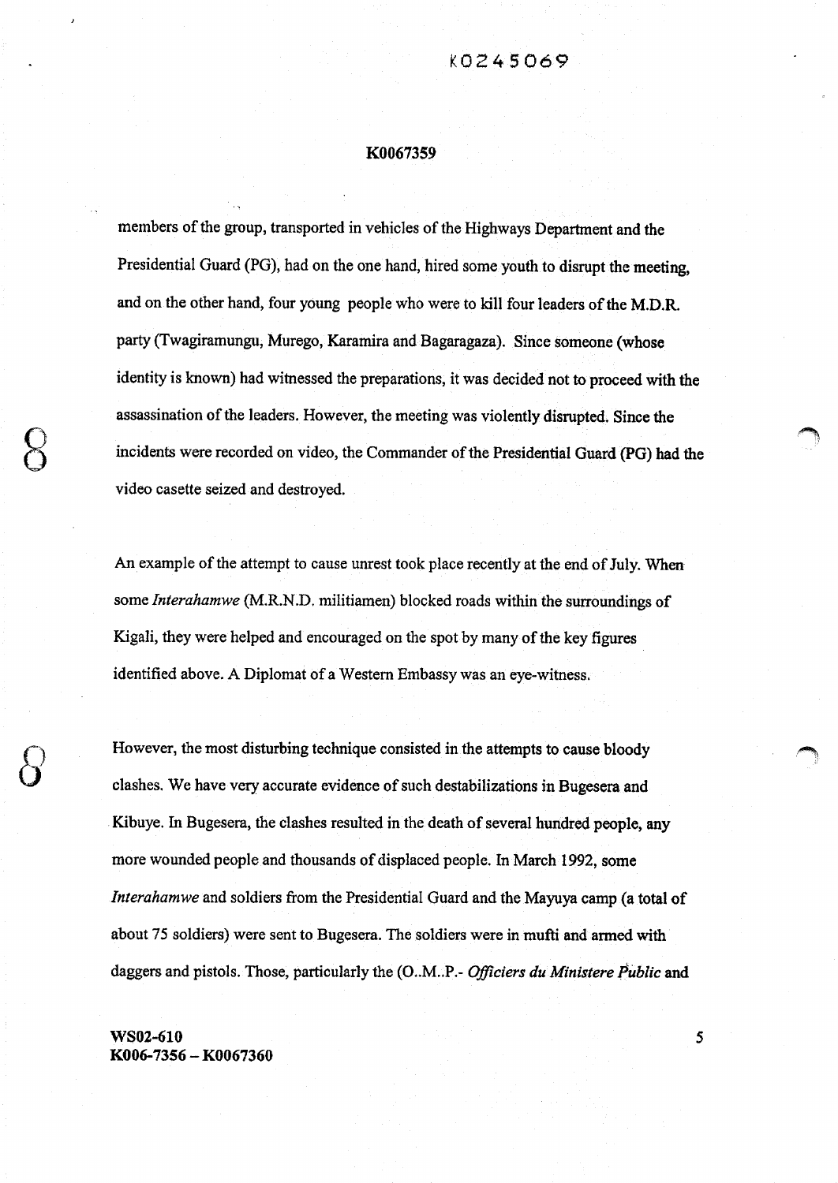members of the group, transported in vehicles of the Highways Department and the Presidential Guard (PG), had on the one hand, hired some youth to disrupt the meeting, and on the other hand, four young people who were to kill four leaders of the M.D.R. party (Twagiramungu, Murego, Karamira and Bagaragaza). Since someone (whose identity is known) had witnessed the preparations, it was decided not to proceed with the assassination of the leaders. However, the meeting was violently disrupted. Since the incidents were recorded on video, the Commander of the Presidential Guard (PG) had the video casette seized and destroyed.

An example of the attempt to cause unrest took place recently at the end of July. When some *Interahamwe* (M.R.N.D. militiamen) blocked roads within the surroundings of Kigali, they were helped and encouraged on the spot by many of the key figures identified above. A Diplomat of a Western Embassy was an eye-witness.

However, the most disturbing technique consisted in the attempts to cause bloody clashes. We have very accurate evidence of such destabilizations in Bugesera and Kibuye. In Bugesera, the clashes resulted in the death of several hundred people, any more wounded people and thousands of displaced people. In March 1992, some *Interahamwe* and soldiers from the Presidential Guard and the Mayuya camp (a total of about 75 soldiers) were sent to Bugesera. The soldiers were in mufti and armed with daggers and pistols. Those, particularly the (O..M..P.- *Officiers du Ministere Public* and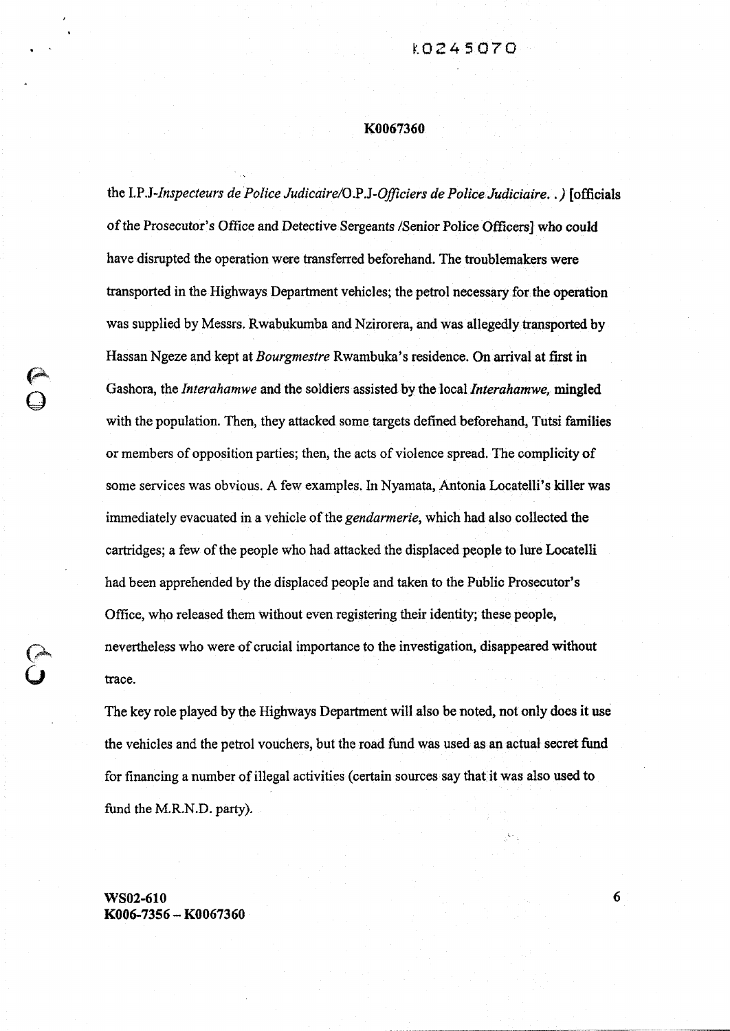the I.P.J-*Inspecteurs de Police Judicaire*/O.P.J-*Officiers de Police Judiciaire. .)* [officials of the Prosecutor's Office and Detective Sergeants /Senior Police Officers] who could have disrupted the operation were transferred beforehand. The troublemakers were transported in the Highways Department vehicles; the petrol necessary for the operation was supplied by Messrs. Rwabukumba and Nzirorera, and was allegedly transported by Hassan Ngeze and kept at *Bourgmestre* Rwambuka's residence. On arrival at first in Gashora, the *Interahamwe* and the soldiers assisted by the local *Interahamwe,* mingled with the population. Then, they attacked some targets defined beforehand, Tutsi families or members of opposition parties; then, the acts of violence spread. The complicity of some services was obvious. A few examples. In Nyamata, Antonia Locatelli's killer was immediately evacuated in a vehicle of the *gendarmerie*, which had also collected the cartridges; a few of the people who had attacked the displaced people to lure Locatelli had been apprehended by the displaced people and taken to the Public Prosecutor's Office, who released them without even registering their identity; these people, nevertheless who were of crucial importance to the investigation, disappeared without trace.

The key role played by the Highways Department will also be noted, not only does it use the vehicles and the petrol vouchers, but the road fund was used as an actual secret fund for financing a number of illegal activities (certain sources say that it was also used to fund the M.R.N.D. party).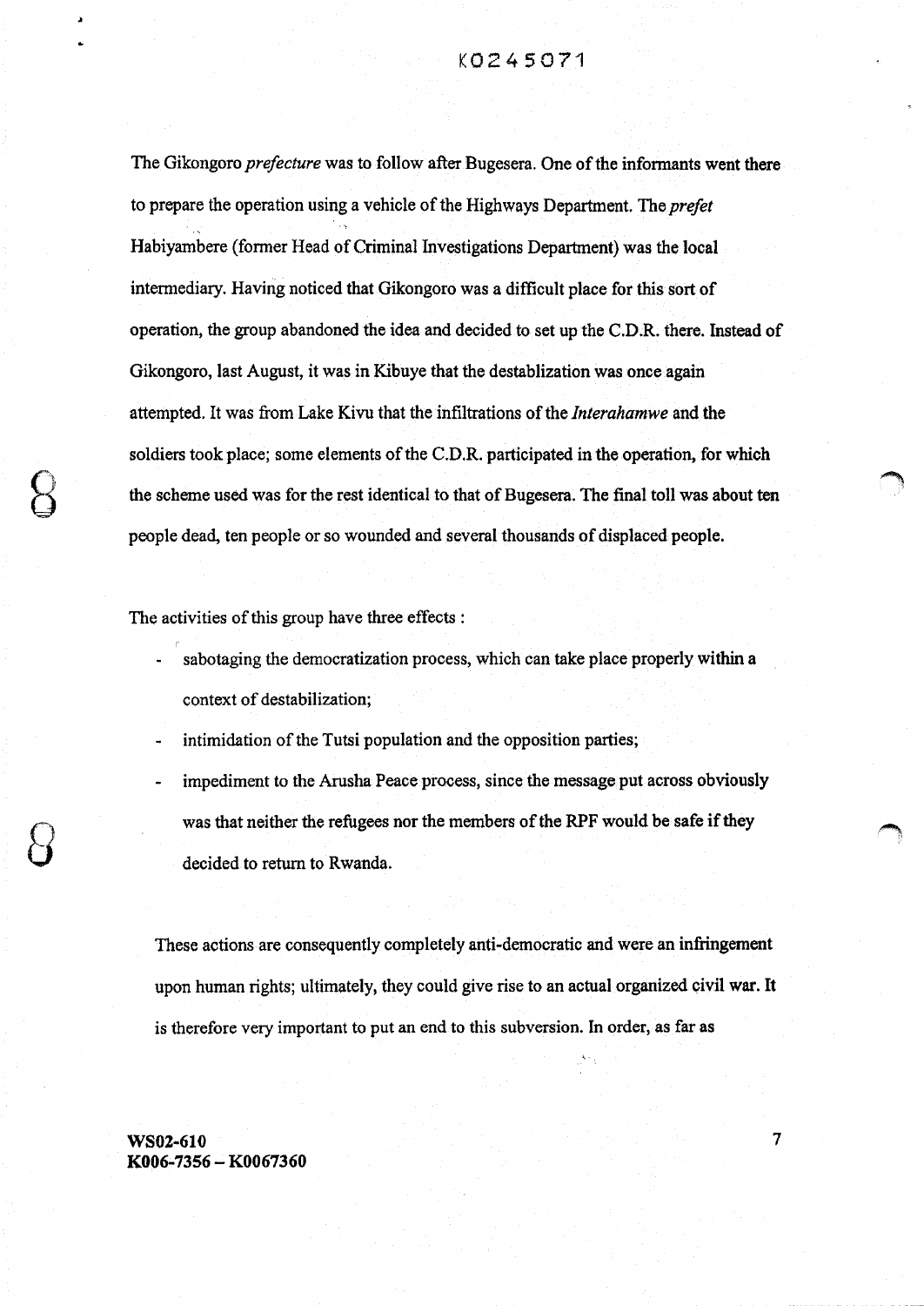The Gikongoro *prefecture* was to follow after Bugesera. One of the informants went there to prepare the operation using a vehicle of the Highways Department. The *prefet* Habiyambere (former Head of Criminal Investigations Department) was the local intermediary. Having noticed that Gikongoro was a difficult place for this sort of operation, the group abandoned the idea and decided to set up the C.D.R. there. Instead of Gikongoro, last August, it was in Kibuye that the destablization was once again attempted. It was from Lake Kivu that the infiltrations of the *Interahamwe* and the soldiers took place; some elements of the C.D.R. participated in the operation, for which the scheme used was for the rest identical to that of Bugesera. The final toll was about ten people dead, ten people or so wounded and several thousands of displaced people.

The activities of this group have three effects :

- sabotaging the democratization process, which can take place properly within a context of destabilization;
- intimidation of the Tutsi population and the opposition parties;
- impediment to the Arusha Peace process, since the message put across obviously was that neither the refugees nor the members of the RPF would be safe if they decided to return to Rwanda.

These actions are consequently completely anti-democratic and were an infringement upon human rights; ultimately, they could give rise to an actual organized civil war. It is therefore very important to put an end to this subversion. In order, as far as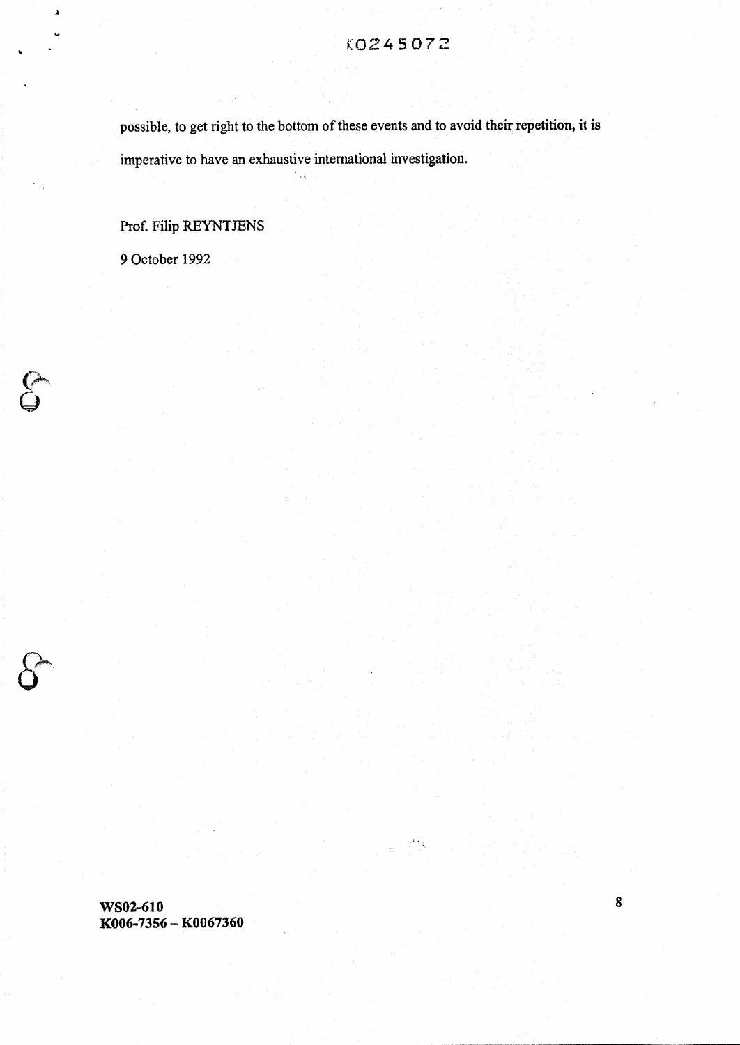possible, to get right to the bottom of these events and to avoid their repetition, it is imperative to have an exhaustive international investigation.

Prof. Filip REYNTJENS

9 October 1992

**WS02-610**
**K006-7356 – K0067360**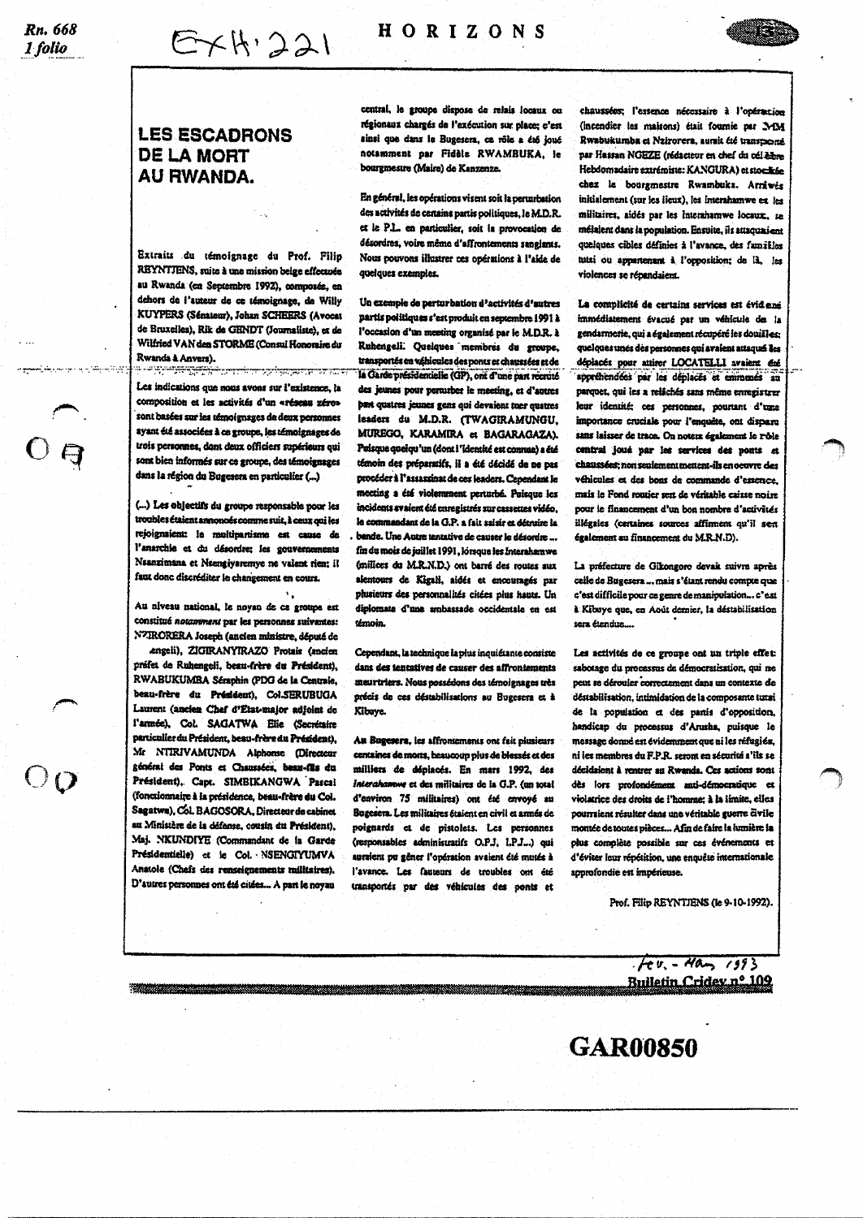# LES ESCADRONS DE LA MORT AU RWANDA.

Extraits du témoignage du Prof. Filip REYNTJENS, suite à une mission belge effectuée au Rwanda (en Septembre 1992), composée, en dehors de l'auteur de ce témoignage, de Willy KUYPERS (Sénateur), Johan SCHEERS (Avocat de Bruxelles), Rik de GENDT (Journaliste), et de Wilfried VAN den STORME (Consul Honoraire du Rwanda à Anvers).

Les indications que nous avons sur l'existence, la composition et les activités d'un «réseau zéro» sont basées sur les témoignages de deux personnes ayant été associées à ce groupe, les témoignages de trois personnes, dont deux officiers supérieurs qui sont bien informés sur ce groupe, des témoignages dans la région du Bugesera en particulier (...)

(...) Les objectifs du groupe responsable pour les troubles étaient annoncés comme suit, à ceux qui les rejoignaient: le multipartisme est cause de l'anarchie et du désordre; les gouvernements Nsanzimana et Nsengiyaremye ne valent rien; il faut donc discréditer le changement en cours.

Au niveau national, le noyau de ce groupe est constitué *notamment* par les personnes suivantes: NZIRORERA Joseph (ancien ministre, député de Ruhengeli), ZIGIRANYIRAZO Protais (ancien préfet de Ruhengeli, beau-frère du Président), RWABUKUMBA Séraphin (PDG de la Centrale, beau-frère du Président), Col.SERUBUGA Laurent (ancien Chef d'Etat-major adjoint de l'armée), Col. SAGATWA Elie (Secrétaire particulier du Président, beau-frère du Président), Mr NTIRIVAMUNDA Alphonse (Directeur général des Ponts et Chaussées, beau-fils du Président), Capt. SIMBIKANGWA Pascal (fonctionnaire à la présidence, beau-frère du Col. Sagatwa), Col. BAGOSORA, Directeur de cabinet au Ministère de la défense, cousin du Président), Maj. NKUNDIYE (Commandant de la Garde Présidentielle) et le Col. NSENGIYUMVA Anatole (Chefs des renseignements militaires). D'autres personnes ont été citées... A part le noyau central, le groupe dispose de relais locaux ou régionaux chargés de l'exécution sur place; c'est ainsi que dans le Bugesera, ce rôle a été joué notamment par Fidèle RWAMBUKA, le bourgmestre (Maire) de Kanzenze.

En général, les opérations visent soit la perturbation des activités de certains partis politiques, le M.D.R. et le P.L. en particulier, soit la provocation de désordres, voire même d'affrontements sanglants. Nous pouvons illustrer ces opérations à l'aide de quelques exemples.

Un exemple de perturbation d'activités d'autres partis politiques s'est produit en septembre 1991 à l'occasion d'un meeting organisé par le M.D.R. à Ruhengeli. Quelques membres du groupe, transportés en véhicules des ponts et chaussées et de la Garde présidentielle (GP), ont d'une part recruté des jeunes pour perturber le meeting, et d'autres part quatres jeunes gens qui devaient tuer quatres leaders du M.D.R. (TWAGIRAMUNGU, MUREGO, KARAMIRA et BAGARAGAZA). Puisque quelqu'un (dont l'identité est connue) a été témoin des préparatifs, il a été décidé de ne pas procéder à l'assassinat de ces leaders. Cependant le meeting a été violemment perturbé. Puisque les incidents avaient été enregistrés sur cassettes vidéo, le commandant de la G.P. a fait saisir et détruire la bande. Une Autre tentative de causer le désordre ... fin du mois de juillet 1991, lorsque les Interahamwe (milices du M.R.N.D.) ont barré des routes aux alentours de Kigali, aidés et encouragés par plusieurs des personnalités citées plus hauts. Un diplomate d'une ambassade occidentale en est témoin.

Cependant, la technique la plus inquiétante consiste dans des tentatives de causer des affrontements meurtriers. Nous possédons des témoignages très précis de ces déstabilisations au Bugesera et à Kibuye.

Au Bugesera, les affrontements ont fait plusieurs centaines de morts, beaucoup plus de blessés et des milliers de déplacés. En mars 1992, des *Interahamwe* et des militaires de la G.P. (un total d'environ 75 militaires) ont été envoyé au Bugesera. Les militaires étaient en civil et armés de poignards et de pistolets. Les personnes (responsables administratifs O.P.J, I.P.J...) qui auraient pu gêner l'opération avaient été mutés à l'avance. Les fauteurs de troubles ont été transportés par des véhicules des ponts et chaussées; l'essence nécessaire à l'opération (incendier les maisons) était fournie par MM Rwabukumba et Nzirorera, aurait été transporté par Hassan NGEZE (rédacteur en chef du célèbre Hebdomadaire extrémiste: KANGURA) et stockée chez la bourgmestre Rwambuka. Arrivés initialement (sur les lieux), les Interahamwe et les militaires, aidés par les Interahamwe locaux, se mêlaient dans la population. Ensuite, ils attaquaient quelques cibles définies à l'avance, des familles tutsi ou appartenant à l'opposition; de là, les violences se répandaient.

La complicité de certains services est évidente immédiatement évacué par un véhicule de la gendarmerie, qui a également récupéré les douilles: quelques unes des personnes qui avaient attaqué les déplacés pour attirer LOCATELLI avaient été appréhendées par les déplacés et emmenés au parquet, qui les a relâchés sans même enregistrer leur identité: ces personnes, pourtant d'une importance cruciale pour l'enquête, ont disparu sans laisser de trace. On notera également le rôle central joué par les services des ponts et chaussées; non seulement mettent-ils en oeuvre des véhicules et des bons de commande d'essence, mais le Fond routier sert de véritable caisse noire pour le financement d'un bon nombre d'activités illégales (certaines sources affirment qu'il sert également au financement du M.R.N.D).

La préfecture de Gikongoro devait suivre après celle de Bugesera ... mais s'étant rendu compte que c'est difficile pour ce genre de manipulation... c'est à Kibuye que, en Août dernier, la déstabilisation sera étendue....

Les activités de ce groupe ont un triple effet: sabotage du processus de démocratisation, qui ne peut se dérouler correctement dans un contexte de déstabilisation, intimidation de la composante tutsi de la population et des partis d'opposition, handicap du processus d'Arusha, puisque le message donné est évidemment que ni les réfugiés, ni les membres du F.P.R. seront en sécurité s'ils se décidaient à rentrer au Rwanda. Ces actions sont dès lors profondément anti-démocratique et violatrice des droits de l'homme; à la limite, elles pourraient résulter dans une véritable guerre civile montée de toutes pièces... Afin de faire la lumière la plus complète possible sur ces événements et d'éviter leur répétition, une enquête internationale approfondie est impérieuse.

Prof. Filip REYNTJENS (le 9-10-1992).

Fév. - Mars 1993
Bulletin Cridev n° 109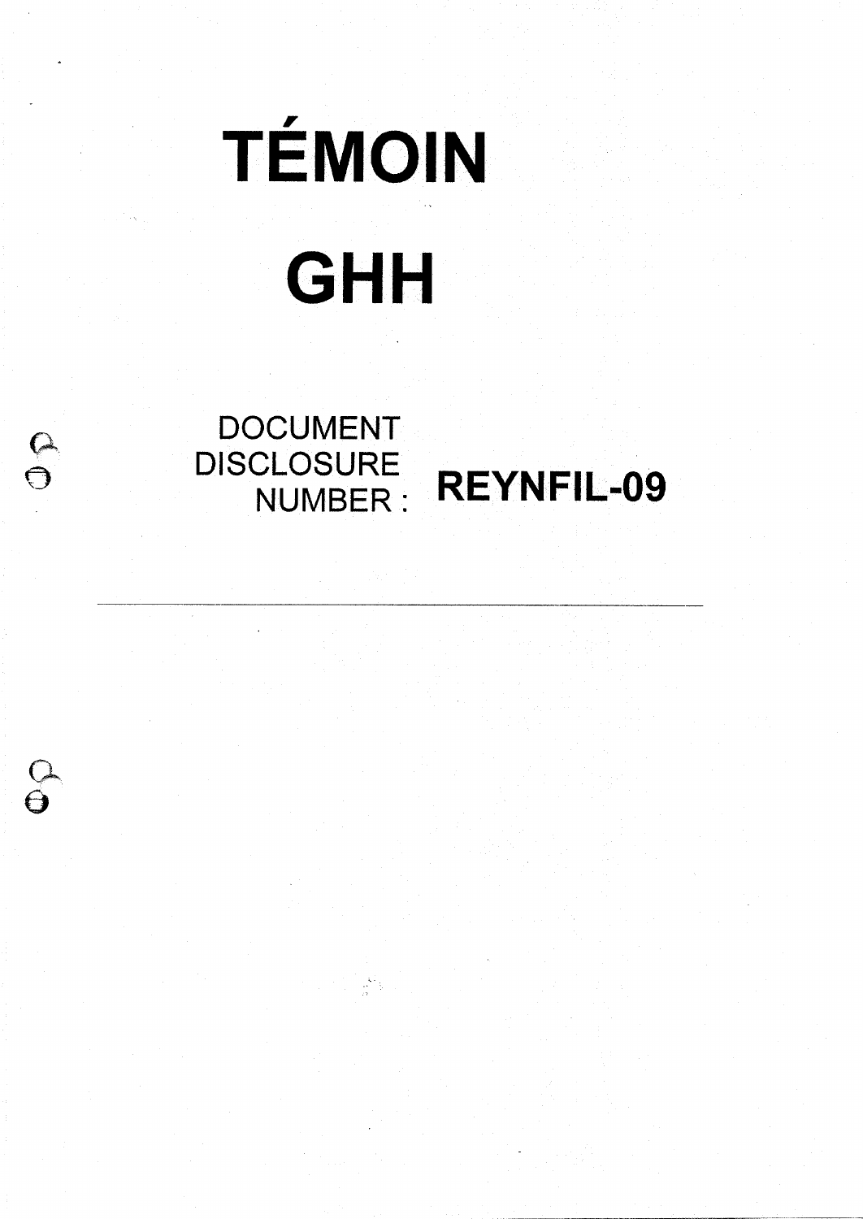# TÉMOIN

# GHH

DOCUMENT DISCLOSURE NUMBER : **REYNFIL-09**

---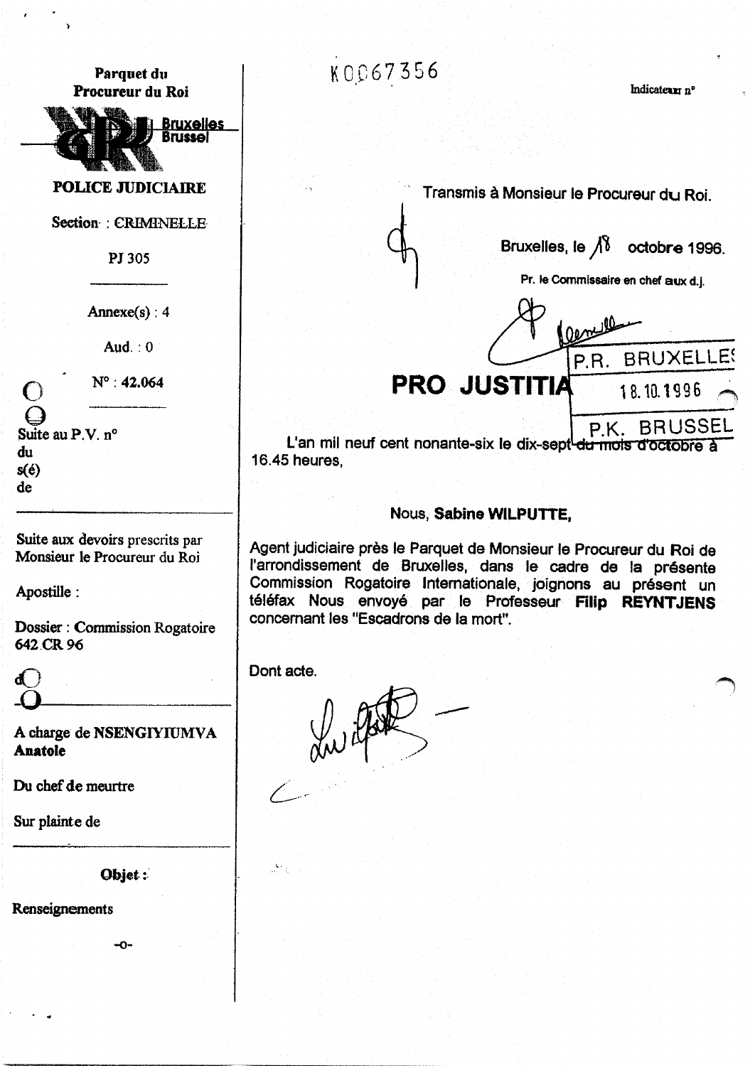**Parquet du Procureur du Roi**

Bruxelles
Brussel

**POLICE JUDICIAIRE**

Section : CRIMINELLE

PJ 305

Annexe(s) : 4

Aud. : 0

N° : **42.064**

Suite au P.V. n°
du
s(é)
de

Suite aux devoirs prescrits par Monsieur le Procureur du Roi

Apostille :

Dossier : Commission Rogatoire 642 CR 96

A charge de **NSENGIYIUMVA Anatole**

Du chef de meurtre

Sur plainte de

**Objet :**

Renseignements

-o-

K0067356

Indicateur n°

Transmis à Monsieur le Procureur du Roi.

Bruxelles, le 18 octobre 1996.

Pr. le Commissaire en chef aux d.j.

P.R. BRUXELLES
18.10.1996
P.K. BRUSSEL

# PRO JUSTITIA

L'an mil neuf cent nonante-six le dix-sept du mois d'octobre à 16.45 heures,

Nous, **Sabine WILPUTTE,**

Agent judiciaire près le Parquet de Monsieur le Procureur du Roi de l'arrondissement de Bruxelles, dans le cadre de la présente Commission Rogatoire Internationale, joignons au présent un téléfax Nous envoyé par le Professeur **Filip REYNTJENS** concernant les "Escadrons de la mort".

Dont acte.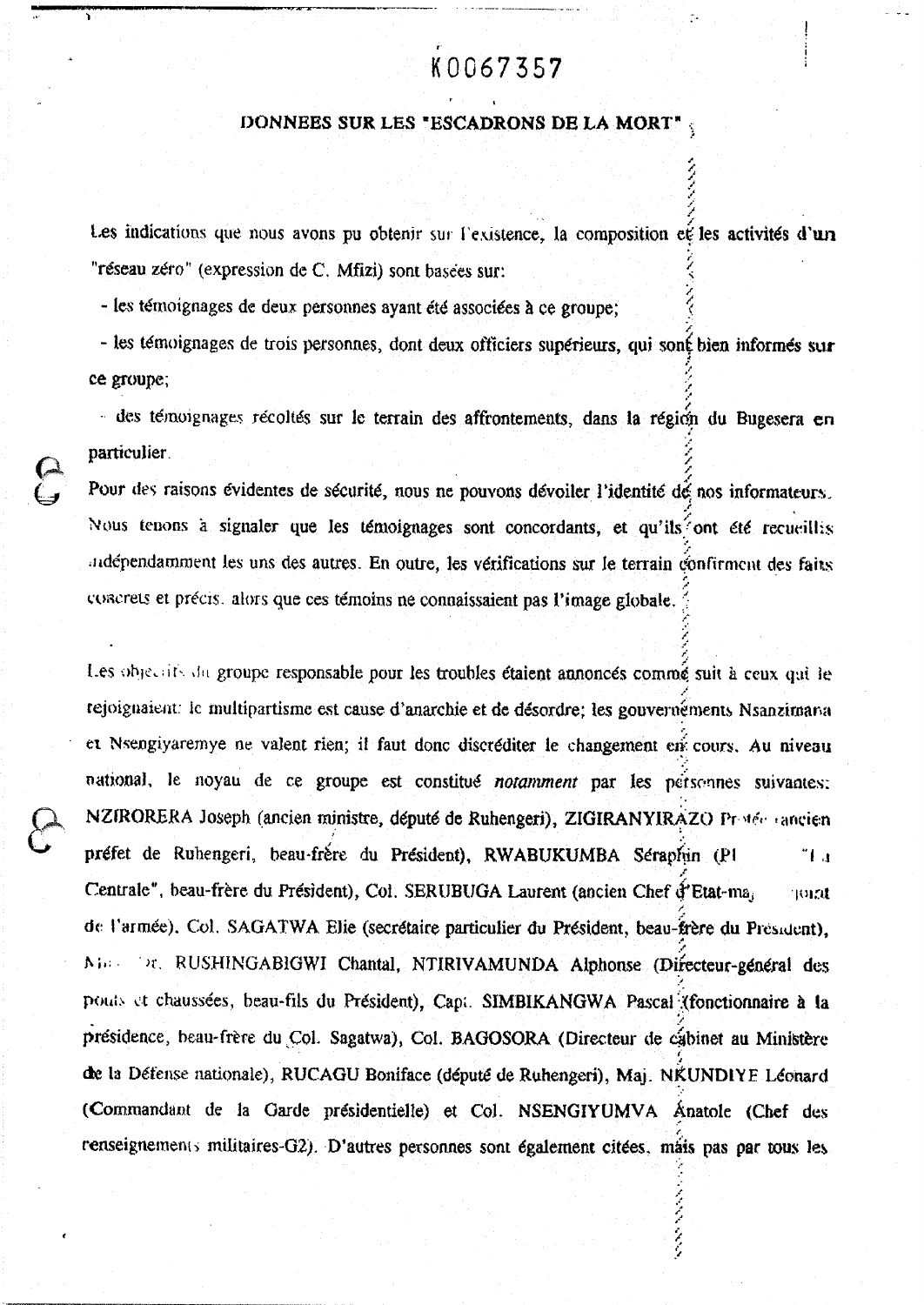K0067357

## DONNEES SUR LES "ESCADRONS DE LA MORT"

Les indications que nous avons pu obtenir sur l'existence, la composition et les activités d'un "réseau zéro" (expression de C. Mfizi) sont basées sur:

- les témoignages de deux personnes ayant été associées à ce groupe;
- les témoignages de trois personnes, dont deux officiers supérieurs, qui sont bien informés sur ce groupe;
- des témoignages récoltés sur le terrain des affrontements, dans la région du Bugesera en particulier.

Pour des raisons évidentes de sécurité, nous ne pouvons dévoiler l'identité de nos informateurs. Nous tenons à signaler que les témoignages sont concordants, et qu'ils ont été recueillis indépendamment les uns des autres. En outre, les vérifications sur le terrain confirment des faits concrets et précis, alors que ces témoins ne connaissaient pas l'image globale.

Les objectifs du groupe responsable pour les troubles étaient annoncés comme suit à ceux qui le rejoignaient: le multipartisme est cause d'anarchie et de désordre; les gouvernements Nsanzimana et Nsengiyaremye ne valent rien; il faut donc discréditer le changement en cours. Au niveau national, le noyau de ce groupe est constitué *notamment* par les personnes suivantes: NZIRORERA Joseph (ancien ministre, député de Ruhengeri), ZIGIRANYIRAZO Protée (ancien préfet de Ruhengeri, beau-frère du Président), RWABUKUMBA Séraphin (Pl "La Centrale", beau-frère du Président), Col. SERUBUGA Laurent (ancien Chef d'Etat-major adjoint de l'armée), Col. SAGATWA Elie (secrétaire particulier du Président, beau-frère du Président), Mme Dr. RUSHINGABIGWI Chantal, NTIRIVAMUNDA Alphonse (Directeur-général des ponts et chaussées, beau-fils du Président), Capt. SIMBIKANGWA Pascal (fonctionnaire à la présidence, beau-frère du Col. Sagatwa), Col. BAGOSORA (Directeur de cabinet au Ministère de la Défense nationale), RUCAGU Boniface (député de Ruhengeri), Maj. NKUNDIYE Léonard (Commandant de la Garde présidentielle) et Col. NSENGIYUMVA Anatole (Chef des renseignements militaires-G2). D'autres personnes sont également citées, mais pas par tous les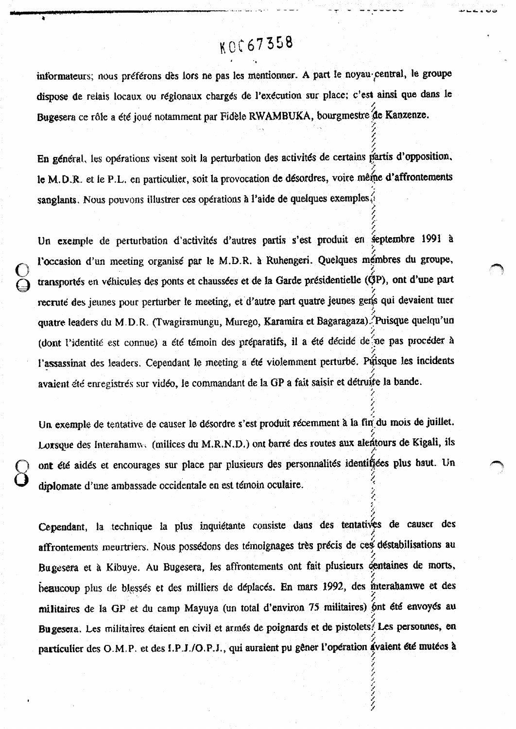informateurs; nous préférons dès lors ne pas les mentionner. A part le noyau central, le groupe dispose de relais locaux ou régionaux chargés de l'exécution sur place; c'est ainsi que dans le Bugesera ce rôle a été joué notamment par Fidèle RWAMBUKA, bourgmestre de Kanzenze.

En général, les opérations visent soit la perturbation des activités de certains partis d'opposition, le M.D.R. et le P.L. en particulier, soit la provocation de désordres, voire même d'affrontements sanglants. Nous pouvons illustrer ces opérations à l'aide de quelques exemples.

Un exemple de perturbation d'activités d'autres partis s'est produit en septembre 1991 à l'occasion d'un meeting organisé par le M.D.R. à Ruhengeri. Quelques membres du groupe, transportés en véhicules des ponts et chaussées et de la Garde présidentielle (GP), ont d'une part recruté des jeunes pour perturber le meeting, et d'autre part quatre jeunes gens qui devaient tuer quatre leaders du M.D.R. (Twagiramungu, Murego, Karamira et Bagaragaza). Puisque quelqu'un (dont l'identité est connue) a été témoin des préparatifs, il a été décidé de ne pas procéder à l'assassinat des leaders. Cependant le meeting a été violemment perturbé. Puisque les incidents avaient été enregistrés sur vidéo, le commandant de la GP a fait saisir et détruire la bande.

Un exemple de tentative de causer le désordre s'est produit récemment à la fin du mois de juillet. Lorsque des Interahamwe (milices du M.R.N.D.) ont barré des routes aux alentours de Kigali, ils ont été aidés et encouragés sur place par plusieurs des personnalités identifiées plus haut. Un diplomate d'une ambassade occidentale en est témoin oculaire.

Cependant, la technique la plus inquiétante consiste dans des tentatives de causer des affrontements meurtriers. Nous possédons des témoignages très précis de ces déstabilisations au Bugesera et à Kibuye. Au Bugesera, les affrontements ont fait plusieurs centaines de morts, beaucoup plus de blessés et des milliers de déplacés. En mars 1992, des interahamwe et des militaires de la GP et du camp Mayuya (un total d'environ 75 militaires) ont été envoyés au Bugesera. Les militaires étaient en civil et armés de poignards et de pistolets. Les personnes, en particulier des O.M.P. et des I.P.J./O.P.J., qui auraient pu gêner l'opération avaient été mutées à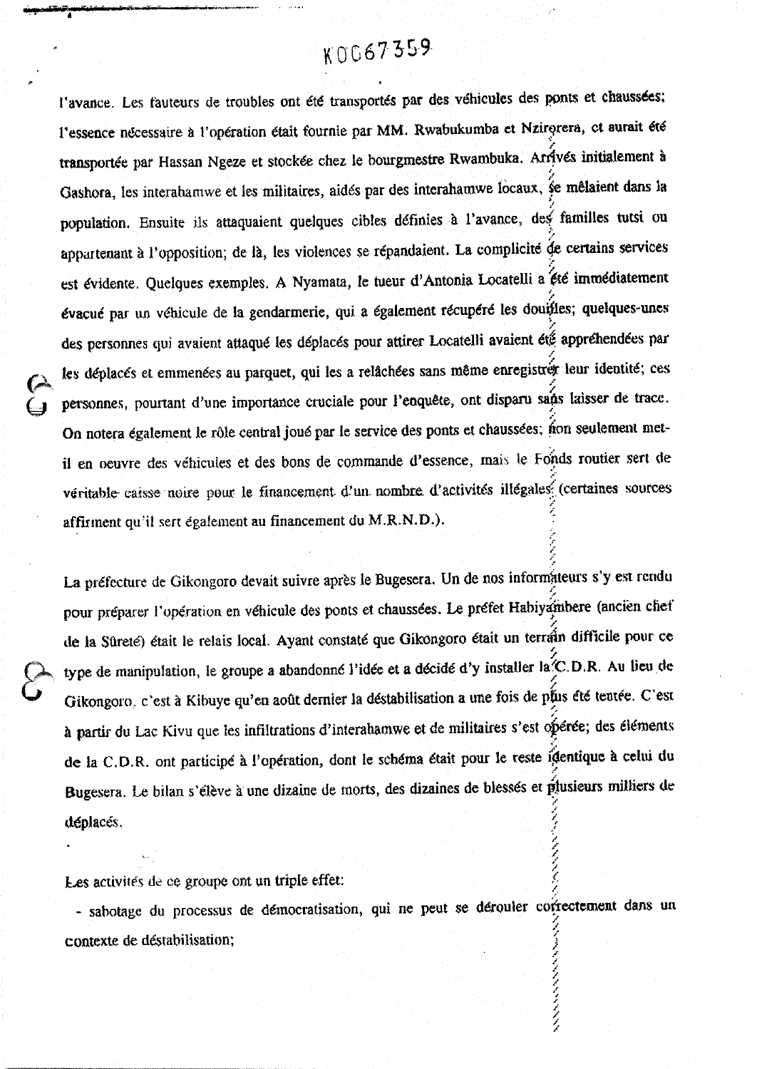K0067359

l'avance. Les fauteurs de troubles ont été transportés par des véhicules des ponts et chaussées; l'essence nécessaire à l'opération était fournie par MM. Rwabukumba et Nzirorera, et aurait été transportée par Hassan Ngeze et stockée chez le bourgmestre Rwambuka. Arrivés initialement à Gashora, les interahamwe et les militaires, aidés par des interahamwe locaux, se mêlaient dans la population. Ensuite ils attaquaient quelques cibles définies à l'avance, des familles tutsi ou appartenant à l'opposition; de là, les violences se répandaient. La complicité de certains services est évidente. Quelques exemples. A Nyamata, le tueur d'Antonia Locatelli a été immédiatement évacué par un véhicule de la gendarmerie, qui a également récupéré les douilles; quelques-unes des personnes qui avaient attaqué les déplacés pour attirer Locatelli avaient été appréhendées par les déplacés et emmenées au parquet, qui les a relâchées sans même enregistrer leur identité; ces personnes, pourtant d'une importance cruciale pour l'enquête, ont disparu sans laisser de trace. On notera également le rôle central joué par le service des ponts et chaussées; non seulement met-il en oeuvre des véhicules et des bons de commande d'essence, mais le Fonds routier sert de véritable caisse noire pour le financement d'un nombre d'activités illégales (certaines sources affirment qu'il sert également au financement du M.R.N.D.).

La préfecture de Gikongoro devait suivre après le Bugesera. Un de nos informateurs s'y est rendu pour préparer l'opération en véhicule des ponts et chaussées. Le préfet Habiyambere (ancien chef de la Sûreté) était le relais local. Ayant constaté que Gikongoro était un terrain difficile pour ce type de manipulation, le groupe a abandonné l'idée et a décidé d'y installer la C.D.R. Au lieu de Gikongoro, c'est à Kibuye qu'en août dernier la déstabilisation a une fois de plus été tentée. C'est à partir du Lac Kivu que les infiltrations d'interahamwe et de militaires s'est opérée; des éléments de la C.D.R. ont participé à l'opération, dont le schéma était pour le reste identique à celui du Bugesera. Le bilan s'élève à une dizaine de morts, des dizaines de blessés et plusieurs milliers de déplacés.

Les activités de ce groupe ont un triple effet:

- sabotage du processus de démocratisation, qui ne peut se dérouler correctement dans un contexte de déstabilisation;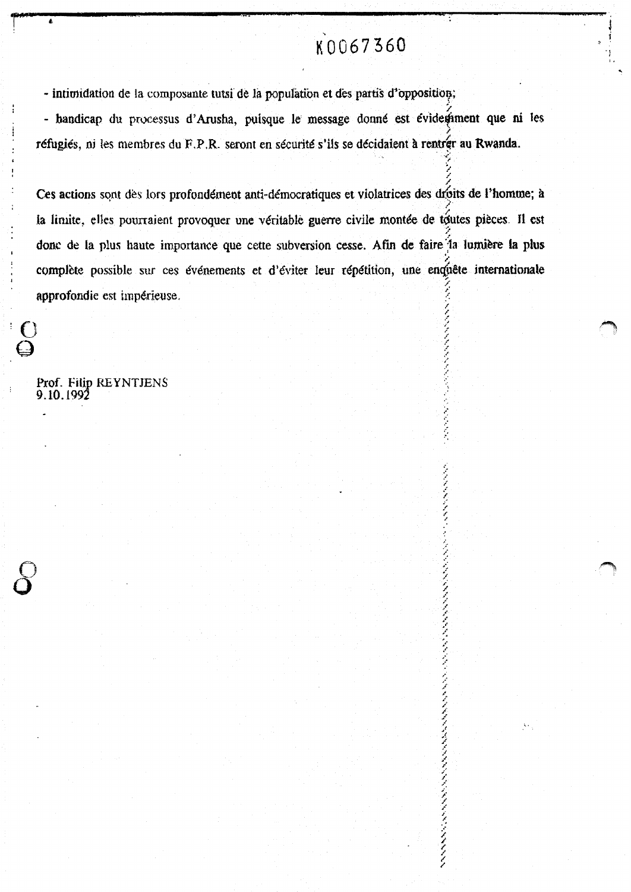K0067360

- intimidation de la composante tutsi de la population et des partis d'opposition;

- handicap du processus d'Arusha, puisque le message donné est évidemment que ni les réfugiés, ni les membres du F.P.R. seront en sécurité s'ils se décidaient à rentrer au Rwanda.

Ces actions sont dès lors profondément anti-démocratiques et violatrices des droits de l'homme; à la limite, elles pourraient provoquer une véritable guerre civile montée de toutes pièces. Il est donc de la plus haute importance que cette subversion cesse. Afin de faire la lumière la plus complète possible sur ces événements et d'éviter leur répétition, une enquête internationale approfondie est impérieuse.

Prof. Filip REYNTJENS
9.10.1992